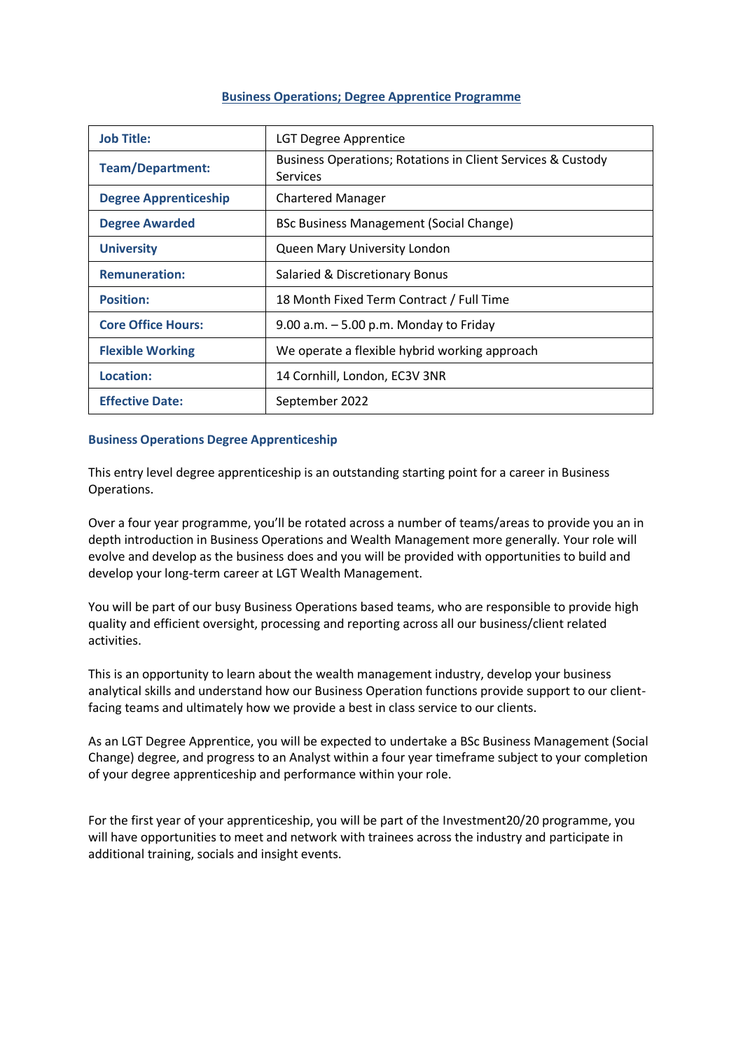# Business Operations; Degree Apprentice Programme

| | |
|---|---|
| **Job Title:** | LGT Degree Apprentice |
| **Team/Department:** | Business Operations; Rotations in Client Services & Custody Services |
| **Degree Apprenticeship** | Chartered Manager |
| **Degree Awarded** | BSc Business Management (Social Change) |
| **University** | Queen Mary University London |
| **Remuneration:** | Salaried & Discretionary Bonus |
| **Position:** | 18 Month Fixed Term Contract / Full Time |
| **Core Office Hours:** | 9.00 a.m. – 5.00 p.m. Monday to Friday |
| **Flexible Working** | We operate a flexible hybrid working approach |
| **Location:** | 14 Cornhill, London, EC3V 3NR |
| **Effective Date:** | September 2022 |

## Business Operations Degree Apprenticeship

This entry level degree apprenticeship is an outstanding starting point for a career in Business Operations.

Over a four year programme, you'll be rotated across a number of teams/areas to provide you an in depth introduction in Business Operations and Wealth Management more generally. Your role will evolve and develop as the business does and you will be provided with opportunities to build and develop your long-term career at LGT Wealth Management.

You will be part of our busy Business Operations based teams, who are responsible to provide high quality and efficient oversight, processing and reporting across all our business/client related activities.

This is an opportunity to learn about the wealth management industry, develop your business analytical skills and understand how our Business Operation functions provide support to our client-facing teams and ultimately how we provide a best in class service to our clients.

As an LGT Degree Apprentice, you will be expected to undertake a BSc Business Management (Social Change) degree, and progress to an Analyst within a four year timeframe subject to your completion of your degree apprenticeship and performance within your role.

For the first year of your apprenticeship, you will be part of the Investment20/20 programme, you will have opportunities to meet and network with trainees across the industry and participate in additional training, socials and insight events.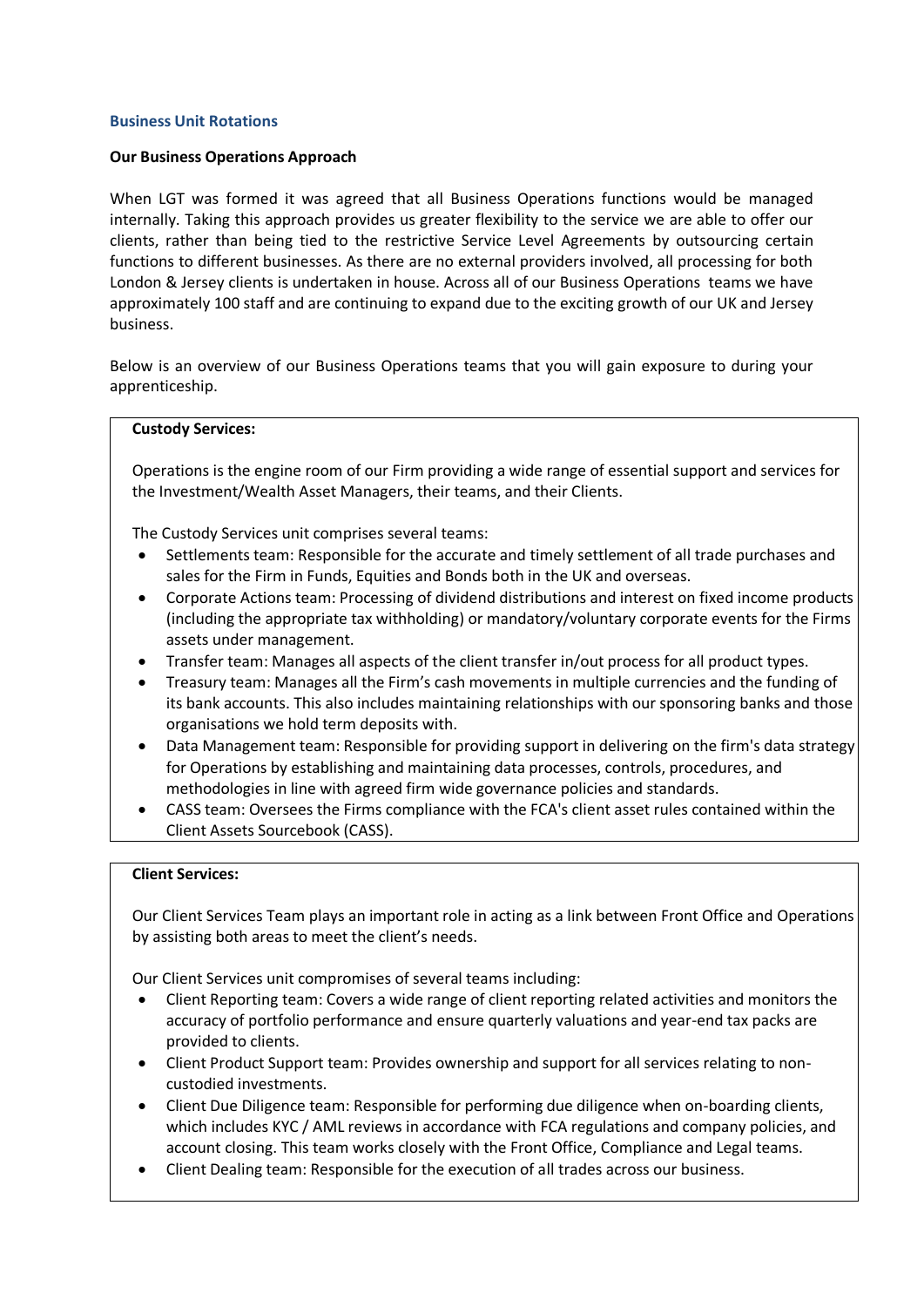## Business Unit Rotations

**Our Business Operations Approach**

When LGT was formed it was agreed that all Business Operations functions would be managed internally. Taking this approach provides us greater flexibility to the service we are able to offer our clients, rather than being tied to the restrictive Service Level Agreements by outsourcing certain functions to different businesses. As there are no external providers involved, all processing for both London & Jersey clients is undertaken in house. Across all of our Business Operations teams we have approximately 100 staff and are continuing to expand due to the exciting growth of our UK and Jersey business.

Below is an overview of our Business Operations teams that you will gain exposure to during your apprenticeship.

**Custody Services:**

Operations is the engine room of our Firm providing a wide range of essential support and services for the Investment/Wealth Asset Managers, their teams, and their Clients.

The Custody Services unit comprises several teams:

- Settlements team: Responsible for the accurate and timely settlement of all trade purchases and sales for the Firm in Funds, Equities and Bonds both in the UK and overseas.
- Corporate Actions team: Processing of dividend distributions and interest on fixed income products (including the appropriate tax withholding) or mandatory/voluntary corporate events for the Firms assets under management.
- Transfer team: Manages all aspects of the client transfer in/out process for all product types.
- Treasury team: Manages all the Firm's cash movements in multiple currencies and the funding of its bank accounts. This also includes maintaining relationships with our sponsoring banks and those organisations we hold term deposits with.
- Data Management team: Responsible for providing support in delivering on the firm's data strategy for Operations by establishing and maintaining data processes, controls, procedures, and methodologies in line with agreed firm wide governance policies and standards.
- CASS team: Oversees the Firms compliance with the FCA's client asset rules contained within the Client Assets Sourcebook (CASS).

**Client Services:**

Our Client Services Team plays an important role in acting as a link between Front Office and Operations by assisting both areas to meet the client's needs.

Our Client Services unit compromises of several teams including:

- Client Reporting team: Covers a wide range of client reporting related activities and monitors the accuracy of portfolio performance and ensure quarterly valuations and year-end tax packs are provided to clients.
- Client Product Support team: Provides ownership and support for all services relating to non-custodied investments.
- Client Due Diligence team: Responsible for performing due diligence when on-boarding clients, which includes KYC / AML reviews in accordance with FCA regulations and company policies, and account closing. This team works closely with the Front Office, Compliance and Legal teams.
- Client Dealing team: Responsible for the execution of all trades across our business.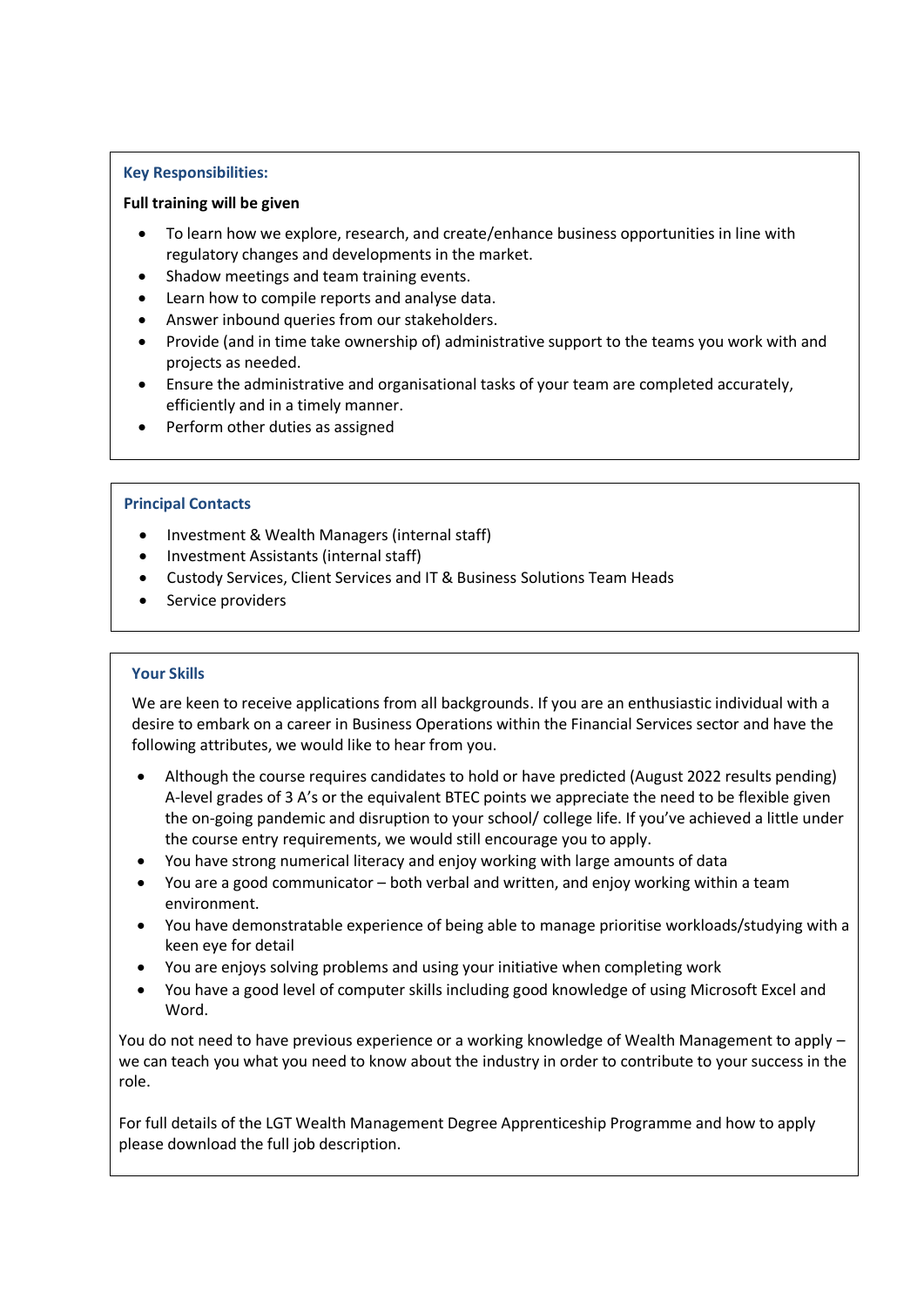## Key Responsibilities:

**Full training will be given**

- To learn how we explore, research, and create/enhance business opportunities in line with regulatory changes and developments in the market.
- Shadow meetings and team training events.
- Learn how to compile reports and analyse data.
- Answer inbound queries from our stakeholders.
- Provide (and in time take ownership of) administrative support to the teams you work with and projects as needed.
- Ensure the administrative and organisational tasks of your team are completed accurately, efficiently and in a timely manner.
- Perform other duties as assigned

## Principal Contacts

- Investment & Wealth Managers (internal staff)
- Investment Assistants (internal staff)
- Custody Services, Client Services and IT & Business Solutions Team Heads
- Service providers

## Your Skills

We are keen to receive applications from all backgrounds. If you are an enthusiastic individual with a desire to embark on a career in Business Operations within the Financial Services sector and have the following attributes, we would like to hear from you.

- Although the course requires candidates to hold or have predicted (August 2022 results pending) A-level grades of 3 A's or the equivalent BTEC points we appreciate the need to be flexible given the on-going pandemic and disruption to your school/ college life. If you've achieved a little under the course entry requirements, we would still encourage you to apply.
- You have strong numerical literacy and enjoy working with large amounts of data
- You are a good communicator – both verbal and written, and enjoy working within a team environment.
- You have demonstratable experience of being able to manage prioritise workloads/studying with a keen eye for detail
- You are enjoys solving problems and using your initiative when completing work
- You have a good level of computer skills including good knowledge of using Microsoft Excel and Word.

You do not need to have previous experience or a working knowledge of Wealth Management to apply – we can teach you what you need to know about the industry in order to contribute to your success in the role.

For full details of the LGT Wealth Management Degree Apprenticeship Programme and how to apply please download the full job description.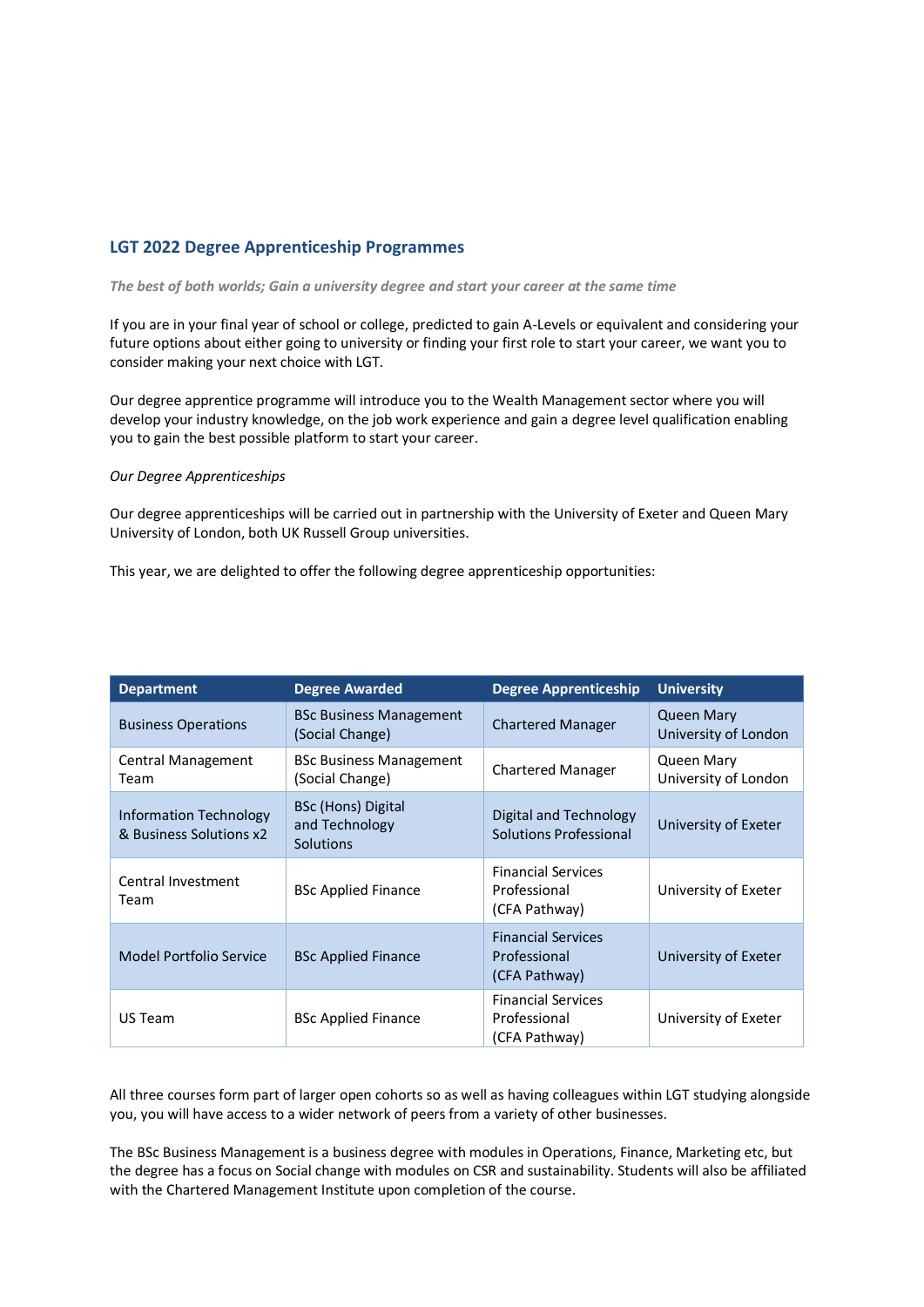## LGT 2022 Degree Apprenticeship Programmes

***The best of both worlds; Gain a university degree and start your career at the same time***

If you are in your final year of school or college, predicted to gain A-Levels or equivalent and considering your future options about either going to university or finding your first role to start your career, we want you to consider making your next choice with LGT.

Our degree apprentice programme will introduce you to the Wealth Management sector where you will develop your industry knowledge, on the job work experience and gain a degree level qualification enabling you to gain the best possible platform to start your career.

*Our Degree Apprenticeships*

Our degree apprenticeships will be carried out in partnership with the University of Exeter and Queen Mary University of London, both UK Russell Group universities.

This year, we are delighted to offer the following degree apprenticeship opportunities:

| Department | Degree Awarded | Degree Apprenticeship | University |
|---|---|---|---|
| Business Operations | BSc Business Management (Social Change) | Chartered Manager | Queen Mary University of London |
| Central Management Team | BSc Business Management (Social Change) | Chartered Manager | Queen Mary University of London |
| Information Technology & Business Solutions x2 | BSc (Hons) Digital and Technology Solutions | Digital and Technology Solutions Professional | University of Exeter |
| Central Investment Team | BSc Applied Finance | Financial Services Professional (CFA Pathway) | University of Exeter |
| Model Portfolio Service | BSc Applied Finance | Financial Services Professional (CFA Pathway) | University of Exeter |
| US Team | BSc Applied Finance | Financial Services Professional (CFA Pathway) | University of Exeter |

All three courses form part of larger open cohorts so as well as having colleagues within LGT studying alongside you, you will have access to a wider network of peers from a variety of other businesses.

The BSc Business Management is a business degree with modules in Operations, Finance, Marketing etc, but the degree has a focus on Social change with modules on CSR and sustainability. Students will also be affiliated with the Chartered Management Institute upon completion of the course.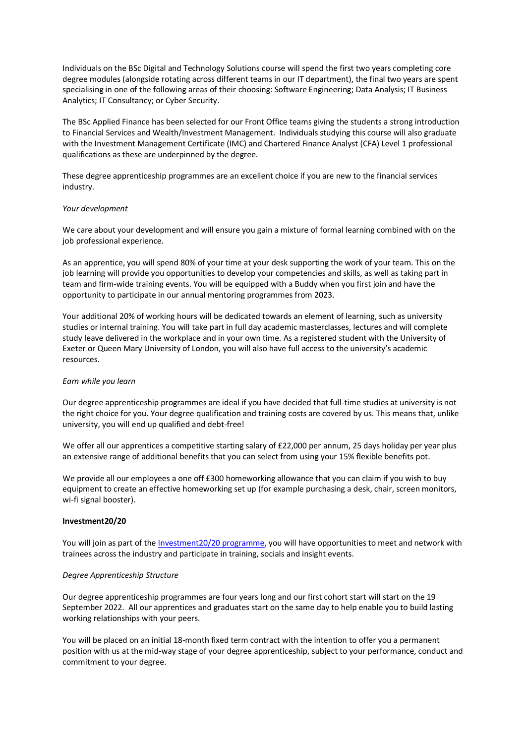Individuals on the BSc Digital and Technology Solutions course will spend the first two years completing core degree modules (alongside rotating across different teams in our IT department), the final two years are spent specialising in one of the following areas of their choosing: Software Engineering; Data Analysis; IT Business Analytics; IT Consultancy; or Cyber Security.

The BSc Applied Finance has been selected for our Front Office teams giving the students a strong introduction to Financial Services and Wealth/Investment Management. Individuals studying this course will also graduate with the Investment Management Certificate (IMC) and Chartered Finance Analyst (CFA) Level 1 professional qualifications as these are underpinned by the degree.

These degree apprenticeship programmes are an excellent choice if you are new to the financial services industry.

*Your development*

We care about your development and will ensure you gain a mixture of formal learning combined with on the job professional experience.

As an apprentice, you will spend 80% of your time at your desk supporting the work of your team. This on the job learning will provide you opportunities to develop your competencies and skills, as well as taking part in team and firm-wide training events. You will be equipped with a Buddy when you first join and have the opportunity to participate in our annual mentoring programmes from 2023.

Your additional 20% of working hours will be dedicated towards an element of learning, such as university studies or internal training. You will take part in full day academic masterclasses, lectures and will complete study leave delivered in the workplace and in your own time. As a registered student with the University of Exeter or Queen Mary University of London, you will also have full access to the university's academic resources.

*Earn while you learn*

Our degree apprenticeship programmes are ideal if you have decided that full-time studies at university is not the right choice for you. Your degree qualification and training costs are covered by us. This means that, unlike university, you will end up qualified and debt-free!

We offer all our apprentices a competitive starting salary of £22,000 per annum, 25 days holiday per year plus an extensive range of additional benefits that you can select from using your 15% flexible benefits pot.

We provide all our employees a one off £300 homeworking allowance that you can claim if you wish to buy equipment to create an effective homeworking set up (for example purchasing a desk, chair, screen monitors, wi-fi signal booster).

**Investment20/20**

You will join as part of the Investment20/20 programme, you will have opportunities to meet and network with trainees across the industry and participate in training, socials and insight events.

*Degree Apprenticeship Structure*

Our degree apprenticeship programmes are four years long and our first cohort start will start on the 19 September 2022. All our apprentices and graduates start on the same day to help enable you to build lasting working relationships with your peers.

You will be placed on an initial 18-month fixed term contract with the intention to offer you a permanent position with us at the mid-way stage of your degree apprenticeship, subject to your performance, conduct and commitment to your degree.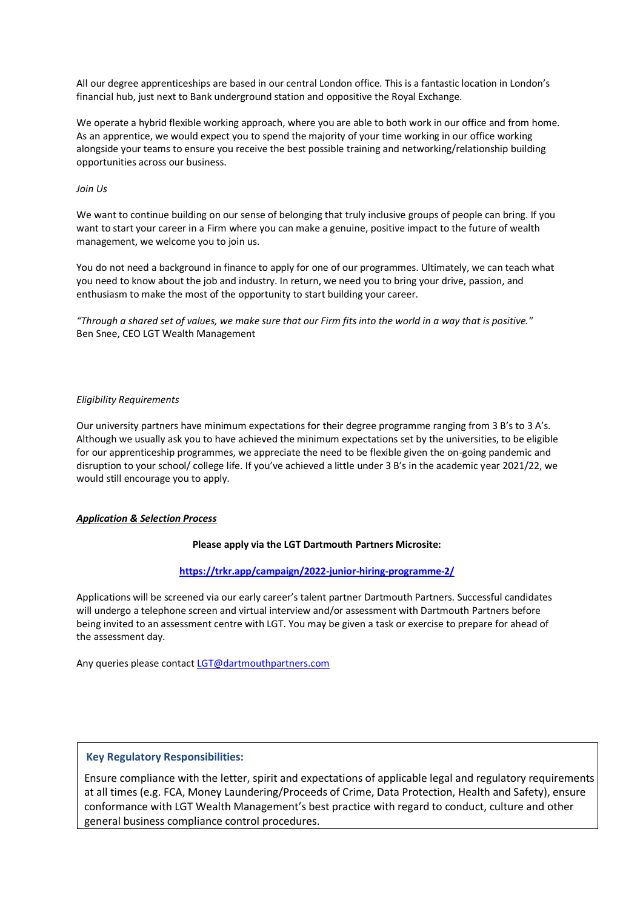All our degree apprenticeships are based in our central London office. This is a fantastic location in London's financial hub, just next to Bank underground station and oppositive the Royal Exchange.

We operate a hybrid flexible working approach, where you are able to both work in our office and from home. As an apprentice, we would expect you to spend the majority of your time working in our office working alongside your teams to ensure you receive the best possible training and networking/relationship building opportunities across our business.

*Join Us*

We want to continue building on our sense of belonging that truly inclusive groups of people can bring. If you want to start your career in a Firm where you can make a genuine, positive impact to the future of wealth management, we welcome you to join us.

You do not need a background in finance to apply for one of our programmes. Ultimately, we can teach what you need to know about the job and industry. In return, we need you to bring your drive, passion, and enthusiasm to make the most of the opportunity to start building your career.

*"Through a shared set of values, we make sure that our Firm fits into the world in a way that is positive."*
Ben Snee, CEO LGT Wealth Management

*Eligibility Requirements*

Our university partners have minimum expectations for their degree programme ranging from 3 B's to 3 A's. Although we usually ask you to have achieved the minimum expectations set by the universities, to be eligible for our apprenticeship programmes, we appreciate the need to be flexible given the on-going pandemic and disruption to your school/ college life. If you've achieved a little under 3 B's in the academic year 2021/22, we would still encourage you to apply.

***Application & Selection Process***

**Please apply via the LGT Dartmouth Partners Microsite:**

**https://trkr.app/campaign/2022-junior-hiring-programme-2/**

Applications will be screened via our early career's talent partner Dartmouth Partners. Successful candidates will undergo a telephone screen and virtual interview and/or assessment with Dartmouth Partners before being invited to an assessment centre with LGT. You may be given a task or exercise to prepare for ahead of the assessment day.

Any queries please contact LGT@dartmouthpartners.com

**Key Regulatory Responsibilities:**

Ensure compliance with the letter, spirit and expectations of applicable legal and regulatory requirements at all times (e.g. FCA, Money Laundering/Proceeds of Crime, Data Protection, Health and Safety), ensure conformance with LGT Wealth Management's best practice with regard to conduct, culture and other general business compliance control procedures.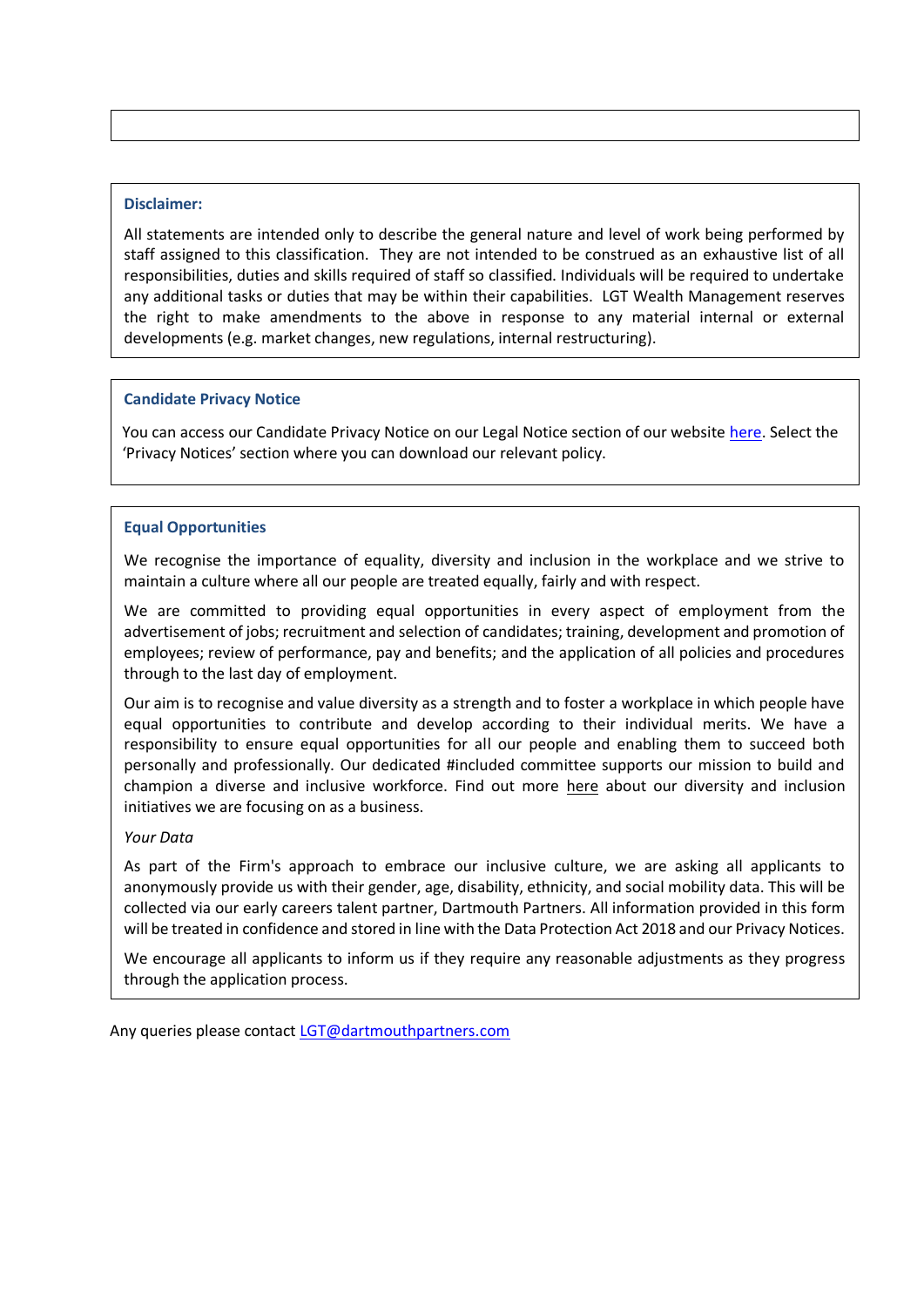### Disclaimer:

All statements are intended only to describe the general nature and level of work being performed by staff assigned to this classification. They are not intended to be construed as an exhaustive list of all responsibilities, duties and skills required of staff so classified. Individuals will be required to undertake any additional tasks or duties that may be within their capabilities. LGT Wealth Management reserves the right to make amendments to the above in response to any material internal or external developments (e.g. market changes, new regulations, internal restructuring).

### Candidate Privacy Notice

You can access our Candidate Privacy Notice on our Legal Notice section of our website here. Select the 'Privacy Notices' section where you can download our relevant policy.

### Equal Opportunities

We recognise the importance of equality, diversity and inclusion in the workplace and we strive to maintain a culture where all our people are treated equally, fairly and with respect.

We are committed to providing equal opportunities in every aspect of employment from the advertisement of jobs; recruitment and selection of candidates; training, development and promotion of employees; review of performance, pay and benefits; and the application of all policies and procedures through to the last day of employment.

Our aim is to recognise and value diversity as a strength and to foster a workplace in which people have equal opportunities to contribute and develop according to their individual merits. We have a responsibility to ensure equal opportunities for all our people and enabling them to succeed both personally and professionally. Our dedicated #included committee supports our mission to build and champion a diverse and inclusive workforce. Find out more here about our diversity and inclusion initiatives we are focusing on as a business.

*Your Data*

As part of the Firm's approach to embrace our inclusive culture, we are asking all applicants to anonymously provide us with their gender, age, disability, ethnicity, and social mobility data. This will be collected via our early careers talent partner, Dartmouth Partners. All information provided in this form will be treated in confidence and stored in line with the Data Protection Act 2018 and our Privacy Notices.

We encourage all applicants to inform us if they require any reasonable adjustments as they progress through the application process.

Any queries please contact LGT@dartmouthpartners.com